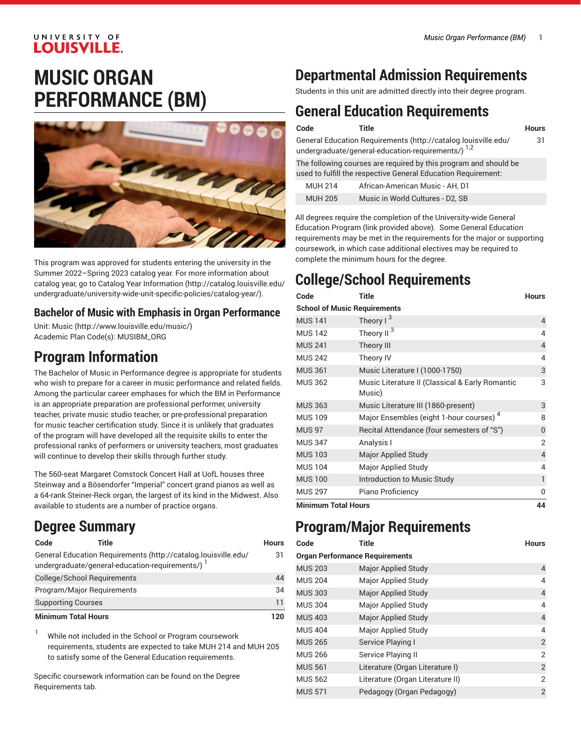# MUSIC ORGAN PERFORMANCE (BM)

This program was approved for students entering the university in the Summer 2022–Spring 2023 catalog year. For more information about catalog year, go to Catalog Year Information (http://catalog.louisville.edu/undergraduate/university-wide-unit-specific-policies/catalog-year/).

### Bachelor of Music with Emphasis in Organ Performance

Unit: Music (http://www.louisville.edu/music/)
Academic Plan Code(s): MUSIBM_ORG

## Program Information

The Bachelor of Music in Performance degree is appropriate for students who wish to prepare for a career in music performance and related fields. Among the particular career emphases for which the BM in Performance is an appropriate preparation are professional performer, university teacher, private music studio teacher, or pre-professional preparation for music teacher certification study. Since it is unlikely that graduates of the program will have developed all the requisite skills to enter the professional ranks of performers or university teachers, most graduates will continue to develop their skills through further study.

The 560-seat Margaret Comstock Concert Hall at UofL houses three Steinway and a Bösendorfer "Imperial" concert grand pianos as well as a 64-rank Steiner-Reck organ, the largest of its kind in the Midwest. Also available to students are a number of practice organs.

## Degree Summary

| Code | Title | Hours |
|---|---|---|
| General Education Requirements (http://catalog.louisville.edu/undergraduate/general-education-requirements/) [1] | | 31 |
| College/School Requirements | | 44 |
| Program/Major Requirements | | 34 |
| Supporting Courses | | 11 |
| **Minimum Total Hours** | | **120** |

1. While not included in the School or Program coursework requirements, students are expected to take MUH 214 and MUH 205 to satisfy some of the General Education requirements.

Specific coursework information can be found on the Degree Requirements tab.

## Departmental Admission Requirements

Students in this unit are admitted directly into their degree program.

## General Education Requirements

| Code | Title | Hours |
|---|---|---|
| General Education Requirements (http://catalog.louisville.edu/undergraduate/general-education-requirements/) [1,2] | | 31 |
| The following courses are required by this program and should be used to fulfill the respective General Education Requirement: | | |
| MUH 214 | African-American Music - AH, D1 | |
| MUH 205 | Music in World Cultures - D2, SB | |

All degrees require the completion of the University-wide General Education Program (link provided above). Some General Education requirements may be met in the requirements for the major or supporting coursework, in which case additional electives may be required to complete the minimum hours for the degree.

## College/School Requirements

| Code | Title | Hours |
|---|---|---|
| **School of Music Requirements** | | |
| MUS 141 | Theory I [3] | 4 |
| MUS 142 | Theory II [3] | 4 |
| MUS 241 | Theory III | 4 |
| MUS 242 | Theory IV | 4 |
| MUS 361 | Music Literature I (1000-1750) | 3 |
| MUS 362 | Music Literature II (Classical & Early Romantic Music) | 3 |
| MUS 363 | Music Literature III (1860-present) | 3 |
| MUS 109 | Major Ensembles (eight 1-hour courses) [4] | 8 |
| MUS 97 | Recital Attendance (four semesters of "S") | 0 |
| MUS 347 | Analysis I | 2 |
| MUS 103 | Major Applied Study | 4 |
| MUS 104 | Major Applied Study | 4 |
| MUS 100 | Introduction to Music Study | 1 |
| MUS 297 | Piano Proficiency | 0 |
| **Minimum Total Hours** | | **44** |

## Program/Major Requirements

| Code | Title | Hours |
|---|---|---|
| **Organ Performance Requirements** | | |
| MUS 203 | Major Applied Study | 4 |
| MUS 204 | Major Applied Study | 4 |
| MUS 303 | Major Applied Study | 4 |
| MUS 304 | Major Applied Study | 4 |
| MUS 403 | Major Applied Study | 4 |
| MUS 404 | Major Applied Study | 4 |
| MUS 265 | Service Playing I | 2 |
| MUS 266 | Service Playing II | 2 |
| MUS 561 | Literature (Organ Literature I) | 2 |
| MUS 562 | Literature (Organ Literature II) | 2 |
| MUS 571 | Pedagogy (Organ Pedagogy) | 2 |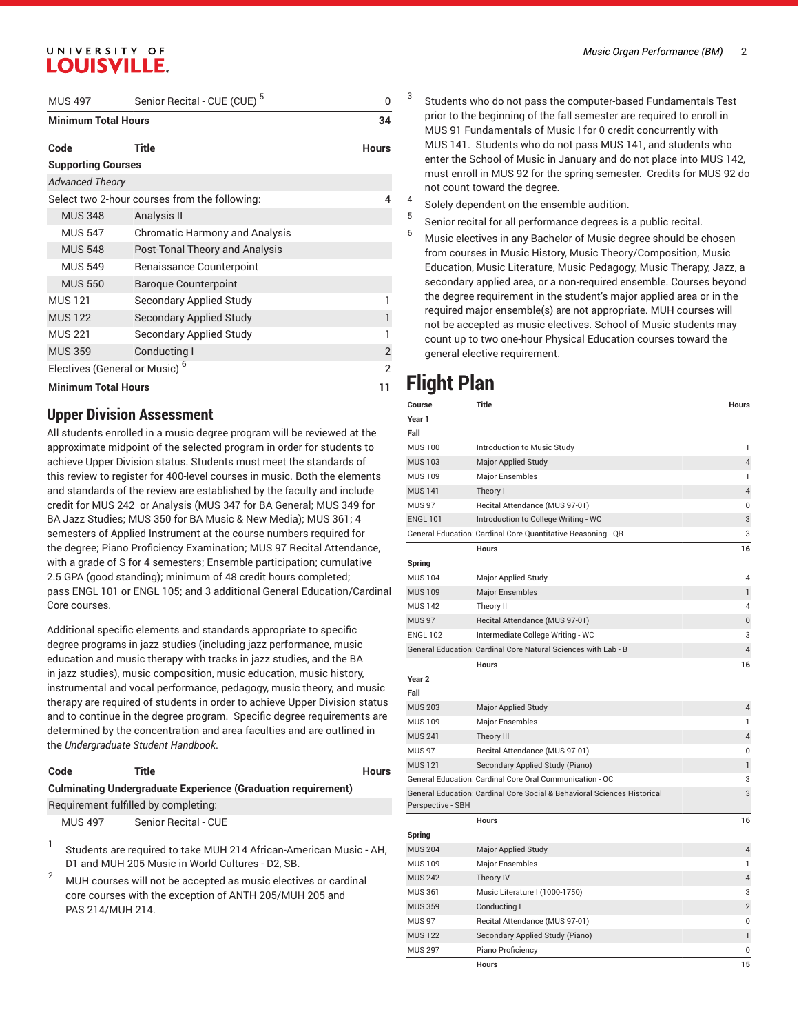| Code | Title | Hours |
| --- | --- | --- |
| MUS 497 | Senior Recital - CUE (CUE) [5] | 0 |
| **Minimum Total Hours** | | **34** |

| Code | Title | Hours |
| --- | --- | --- |
| **Supporting Courses** | | |
| *Advanced Theory* | | |
| Select two 2-hour courses from the following: | | 4 |
| MUS 348 | Analysis II | |
| MUS 547 | Chromatic Harmony and Analysis | |
| MUS 548 | Post-Tonal Theory and Analysis | |
| MUS 549 | Renaissance Counterpoint | |
| MUS 550 | Baroque Counterpoint | |
| MUS 121 | Secondary Applied Study | 1 |
| MUS 122 | Secondary Applied Study | 1 |
| MUS 221 | Secondary Applied Study | 1 |
| MUS 359 | Conducting I | 2 |
| Electives (General or Music) [6] | | 2 |
| **Minimum Total Hours** | | **11** |

## Upper Division Assessment

All students enrolled in a music degree program will be reviewed at the approximate midpoint of the selected program in order for students to achieve Upper Division status. Students must meet the standards of this review to register for 400-level courses in music. Both the elements and standards of the review are established by the faculty and include credit for MUS 242 or Analysis (MUS 347 for BA General; MUS 349 for BA Jazz Studies; MUS 350 for BA Music & New Media); MUS 361; 4 semesters of Applied Instrument at the course numbers required for the degree; Piano Proficiency Examination; MUS 97 Recital Attendance, with a grade of S for 4 semesters; Ensemble participation; cumulative 2.5 GPA (good standing); minimum of 48 credit hours completed; pass ENGL 101 or ENGL 105; and 3 additional General Education/Cardinal Core courses.

Additional specific elements and standards appropriate to specific degree programs in jazz studies (including jazz performance, music education and music therapy with tracks in jazz studies, and the BA in jazz studies), music composition, music education, music history, instrumental and vocal performance, pedagogy, music theory, and music therapy are required of students in order to achieve Upper Division status and to continue in the degree program. Specific degree requirements are determined by the concentration and area faculties and are outlined in the *Undergraduate Student Handbook*.

| Code | Title | Hours |
| --- | --- | --- |
| **Culminating Undergraduate Experience (Graduation requirement)** | | |
| Requirement fulfilled by completing: | | |
| MUS 497 | Senior Recital - CUE | |

1. Students are required to take MUH 214 African-American Music - AH, D1 and MUH 205 Music in World Cultures - D2, SB.
2. MUH courses will not be accepted as music electives or cardinal core courses with the exception of ANTH 205/MUH 205 and PAS 214/MUH 214.
3. Students who do not pass the computer-based Fundamentals Test prior to the beginning of the fall semester are required to enroll in MUS 91 Fundamentals of Music I for 0 credit concurrently with MUS 141. Students who do not pass MUS 141, and students who enter the School of Music in January and do not place into MUS 142, must enroll in MUS 92 for the spring semester. Credits for MUS 92 do not count toward the degree.
4. Solely dependent on the ensemble audition.
5. Senior recital for all performance degrees is a public recital.
6. Music electives in any Bachelor of Music degree should be chosen from courses in Music History, Music Theory/Composition, Music Education, Music Literature, Music Pedagogy, Music Therapy, Jazz, a secondary applied area, or a non-required ensemble. Courses beyond the degree requirement in the student's major applied area or in the required major ensemble(s) are not appropriate. MUH courses will not be accepted as music electives. School of Music students may count up to two one-hour Physical Education courses toward the general elective requirement.

# Flight Plan

| Course | Title | Hours |
| --- | --- | --- |
| **Year 1** | | |
| **Fall** | | |
| MUS 100 | Introduction to Music Study | 1 |
| MUS 103 | Major Applied Study | 4 |
| MUS 109 | Major Ensembles | 1 |
| MUS 141 | Theory I | 4 |
| MUS 97 | Recital Attendance (MUS 97-01) | 0 |
| ENGL 101 | Introduction to College Writing - WC | 3 |
| General Education: Cardinal Core Quantitative Reasoning - QR | | 3 |
| | **Hours** | **16** |
| **Spring** | | |
| MUS 104 | Major Applied Study | 4 |
| MUS 109 | Major Ensembles | 1 |
| MUS 142 | Theory II | 4 |
| MUS 97 | Recital Attendance (MUS 97-01) | 0 |
| ENGL 102 | Intermediate College Writing - WC | 3 |
| General Education: Cardinal Core Natural Sciences with Lab - B | | 4 |
| | **Hours** | **16** |
| **Year 2** | | |
| **Fall** | | |
| MUS 203 | Major Applied Study | 4 |
| MUS 109 | Major Ensembles | 1 |
| MUS 241 | Theory III | 4 |
| MUS 97 | Recital Attendance (MUS 97-01) | 0 |
| MUS 121 | Secondary Applied Study (Piano) | 1 |
| General Education: Cardinal Core Oral Communication - OC | | 3 |
| General Education: Cardinal Core Social & Behavioral Sciences Historical Perspective - SBH | | 3 |
| | **Hours** | **16** |
| **Spring** | | |
| MUS 204 | Major Applied Study | 4 |
| MUS 109 | Major Ensembles | 1 |
| MUS 242 | Theory IV | 4 |
| MUS 361 | Music Literature I (1000-1750) | 3 |
| MUS 359 | Conducting I | 2 |
| MUS 97 | Recital Attendance (MUS 97-01) | 0 |
| MUS 122 | Secondary Applied Study (Piano) | 1 |
| MUS 297 | Piano Proficiency | 0 |
| | **Hours** | **15** |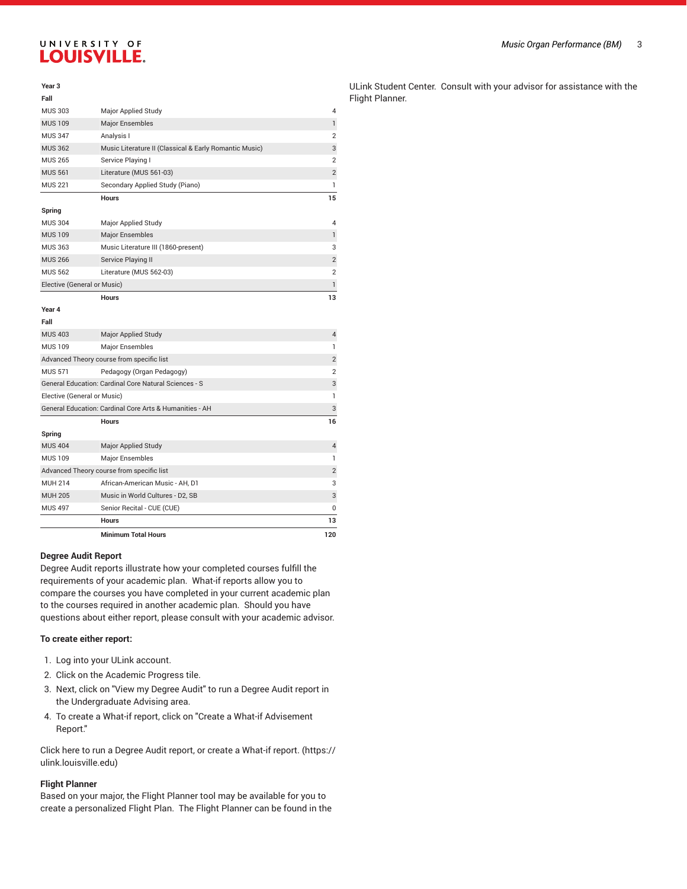| | | |
|---|---|---|
| **Year 3** | | |
| **Fall** | | |
| MUS 303 | Major Applied Study | 4 |
| MUS 109 | Major Ensembles | 1 |
| MUS 347 | Analysis I | 2 |
| MUS 362 | Music Literature II (Classical & Early Romantic Music) | 3 |
| MUS 265 | Service Playing I | 2 |
| MUS 561 | Literature (MUS 561-03) | 2 |
| MUS 221 | Secondary Applied Study (Piano) | 1 |
| | **Hours** | **15** |
| **Spring** | | |
| MUS 304 | Major Applied Study | 4 |
| MUS 109 | Major Ensembles | 1 |
| MUS 363 | Music Literature III (1860-present) | 3 |
| MUS 266 | Service Playing II | 2 |
| MUS 562 | Literature (MUS 562-03) | 2 |
| Elective (General or Music) | | 1 |
| | **Hours** | **13** |
| **Year 4** | | |
| **Fall** | | |
| MUS 403 | Major Applied Study | 4 |
| MUS 109 | Major Ensembles | 1 |
| Advanced Theory course from specific list | | 2 |
| MUS 571 | Pedagogy (Organ Pedagogy) | 2 |
| General Education: Cardinal Core Natural Sciences - S | | 3 |
| Elective (General or Music) | | 1 |
| General Education: Cardinal Core Arts & Humanities - AH | | 3 |
| | **Hours** | **16** |
| **Spring** | | |
| MUS 404 | Major Applied Study | 4 |
| MUS 109 | Major Ensembles | 1 |
| Advanced Theory course from specific list | | 2 |
| MUH 214 | African-American Music - AH, D1 | 3 |
| MUH 205 | Music in World Cultures - D2, SB | 3 |
| MUS 497 | Senior Recital - CUE (CUE) | 0 |
| | **Hours** | **13** |
| | **Minimum Total Hours** | **120** |

**Degree Audit Report**

Degree Audit reports illustrate how your completed courses fulfill the requirements of your academic plan. What-if reports allow you to compare the courses you have completed in your current academic plan to the courses required in another academic plan. Should you have questions about either report, please consult with your academic advisor.

**To create either report:**

1. Log into your ULink account.
2. Click on the Academic Progress tile.
3. Next, click on "View my Degree Audit" to run a Degree Audit report in the Undergraduate Advising area.
4. To create a What-if report, click on "Create a What-if Advisement Report."

Click here to run a Degree Audit report, or create a What-if report. (https://ulink.louisville.edu)

**Flight Planner**

Based on your major, the Flight Planner tool may be available for you to create a personalized Flight Plan. The Flight Planner can be found in the ULink Student Center. Consult with your advisor for assistance with the Flight Planner.